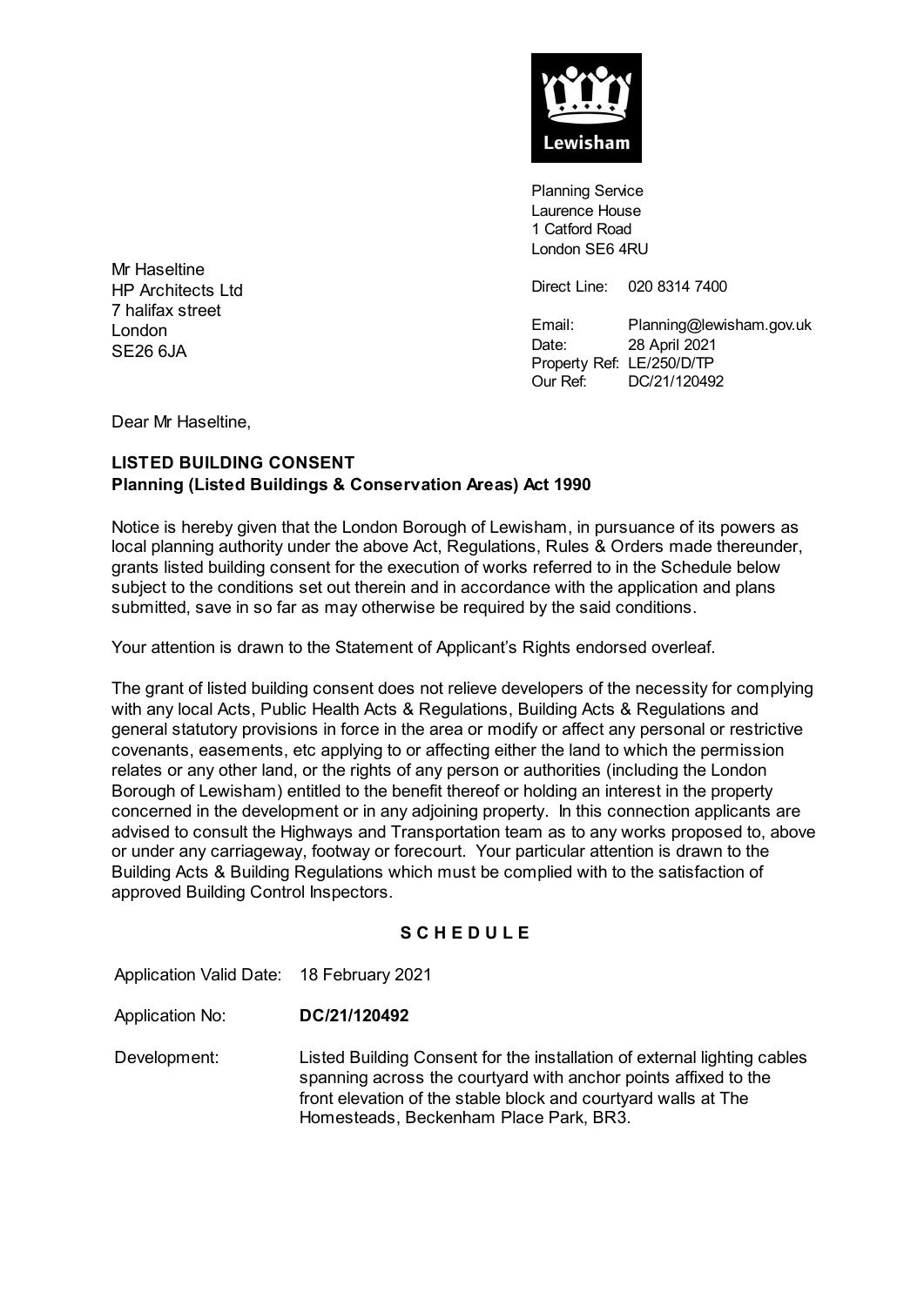Lewisham

Planning Service
Laurence House
1 Catford Road
London SE6 4RU

Direct Line: 020 8314 7400

Email: Planning@lewisham.gov.uk
Date: 28 April 2021
Property Ref: LE/250/D/TP
Our Ref: DC/21/120492

Mr Haseltine
HP Architects Ltd
7 halifax street
London
SE26 6JA

Dear Mr Haseltine,

**LISTED BUILDING CONSENT**
**Planning (Listed Buildings & Conservation Areas) Act 1990**

Notice is hereby given that the London Borough of Lewisham, in pursuance of its powers as local planning authority under the above Act, Regulations, Rules & Orders made thereunder, grants listed building consent for the execution of works referred to in the Schedule below subject to the conditions set out therein and in accordance with the application and plans submitted, save in so far as may otherwise be required by the said conditions.

Your attention is drawn to the Statement of Applicant's Rights endorsed overleaf.

The grant of listed building consent does not relieve developers of the necessity for complying with any local Acts, Public Health Acts & Regulations, Building Acts & Regulations and general statutory provisions in force in the area or modify or affect any personal or restrictive covenants, easements, etc applying to or affecting either the land to which the permission relates or any other land, or the rights of any person or authorities (including the London Borough of Lewisham) entitled to the benefit thereof or holding an interest in the property concerned in the development or in any adjoining property. In this connection applicants are advised to consult the Highways and Transportation team as to any works proposed to, above or under any carriageway, footway or forecourt. Your particular attention is drawn to the Building Acts & Building Regulations which must be complied with to the satisfaction of approved Building Control Inspectors.

**S C H E D U L E**

Application Valid Date: 18 February 2021

Application No: **DC/21/120492**

Development: Listed Building Consent for the installation of external lighting cables spanning across the courtyard with anchor points affixed to the front elevation of the stable block and courtyard walls at The Homesteads, Beckenham Place Park, BR3.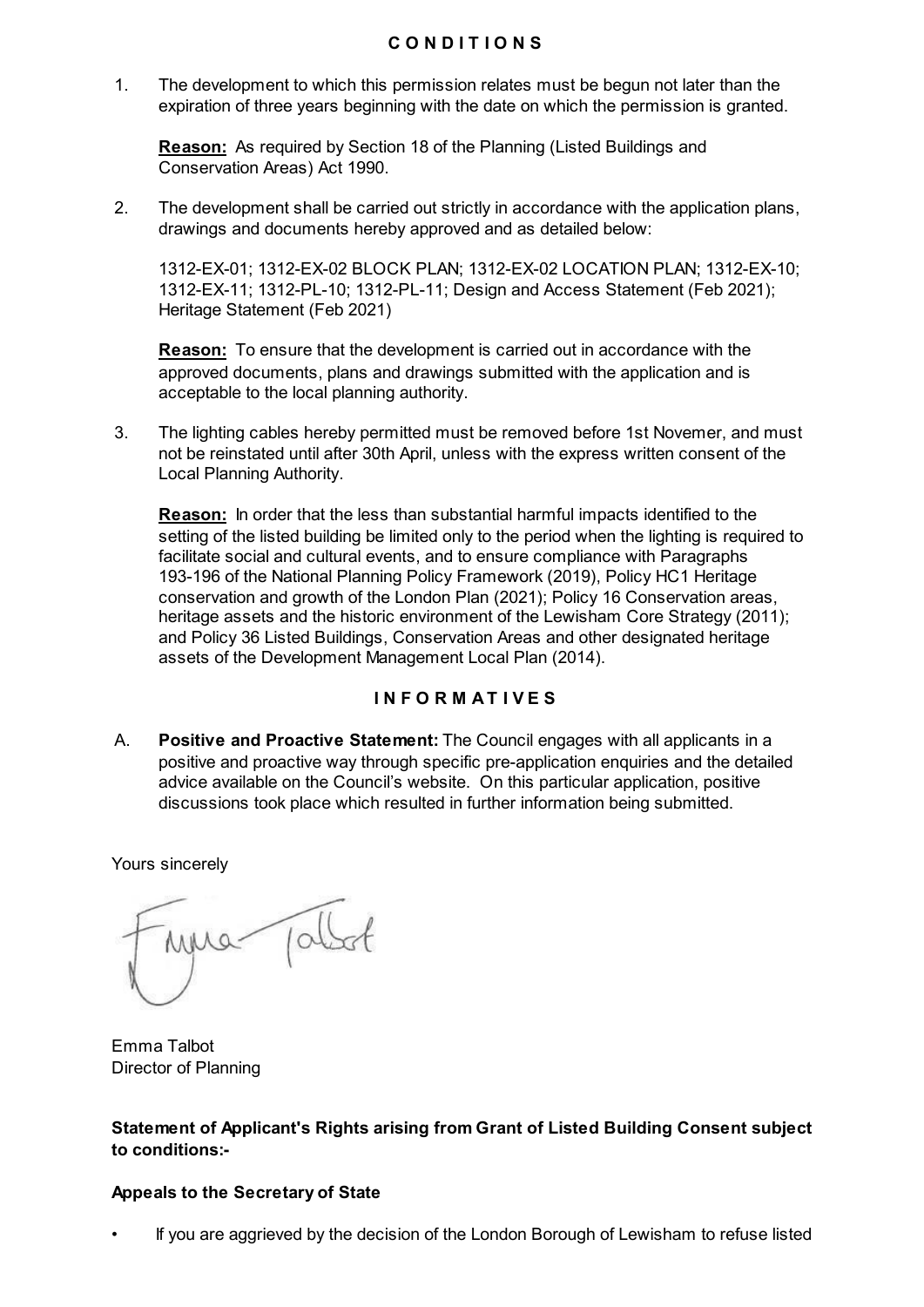## C O N D I T I O N S

1. The development to which this permission relates must be begun not later than the expiration of three years beginning with the date on which the permission is granted.

   **Reason:** As required by Section 18 of the Planning (Listed Buildings and Conservation Areas) Act 1990.

2. The development shall be carried out strictly in accordance with the application plans, drawings and documents hereby approved and as detailed below:

   1312-EX-01; 1312-EX-02 BLOCK PLAN; 1312-EX-02 LOCATION PLAN; 1312-EX-10; 1312-EX-11; 1312-PL-10; 1312-PL-11; Design and Access Statement (Feb 2021); Heritage Statement (Feb 2021)

   **Reason:** To ensure that the development is carried out in accordance with the approved documents, plans and drawings submitted with the application and is acceptable to the local planning authority.

3. The lighting cables hereby permitted must be removed before 1st Novemer, and must not be reinstated until after 30th April, unless with the express written consent of the Local Planning Authority.

   **Reason:** In order that the less than substantial harmful impacts identified to the setting of the listed building be limited only to the period when the lighting is required to facilitate social and cultural events, and to ensure compliance with Paragraphs 193-196 of the National Planning Policy Framework (2019), Policy HC1 Heritage conservation and growth of the London Plan (2021); Policy 16 Conservation areas, heritage assets and the historic environment of the Lewisham Core Strategy (2011); and Policy 36 Listed Buildings, Conservation Areas and other designated heritage assets of the Development Management Local Plan (2014).

## I N F O R M A T I V E S

A. **Positive and Proactive Statement:** The Council engages with all applicants in a positive and proactive way through specific pre-application enquiries and the detailed advice available on the Council's website. On this particular application, positive discussions took place which resulted in further information being submitted.

Yours sincerely

Emma Talbot
Director of Planning

**Statement of Applicant's Rights arising from Grant of Listed Building Consent subject to conditions:-**

**Appeals to the Secretary of State**

- If you are aggrieved by the decision of the London Borough of Lewisham to refuse listed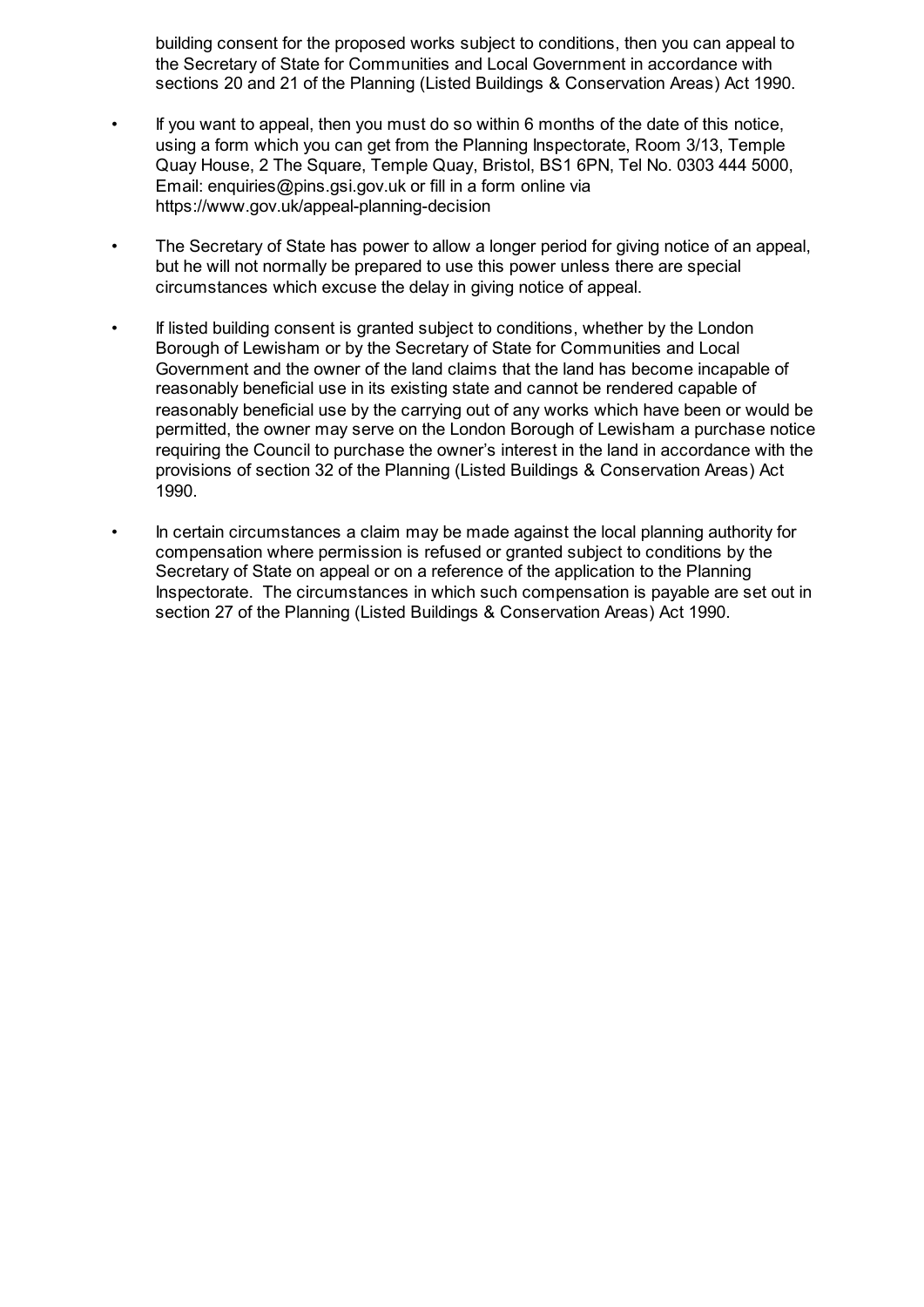building consent for the proposed works subject to conditions, then you can appeal to the Secretary of State for Communities and Local Government in accordance with sections 20 and 21 of the Planning (Listed Buildings & Conservation Areas) Act 1990.

- If you want to appeal, then you must do so within 6 months of the date of this notice, using a form which you can get from the Planning Inspectorate, Room 3/13, Temple Quay House, 2 The Square, Temple Quay, Bristol, BS1 6PN, Tel No. 0303 444 5000, Email: enquiries@pins.gsi.gov.uk or fill in a form online via https://www.gov.uk/appeal-planning-decision

- The Secretary of State has power to allow a longer period for giving notice of an appeal, but he will not normally be prepared to use this power unless there are special circumstances which excuse the delay in giving notice of appeal.

- If listed building consent is granted subject to conditions, whether by the London Borough of Lewisham or by the Secretary of State for Communities and Local Government and the owner of the land claims that the land has become incapable of reasonably beneficial use in its existing state and cannot be rendered capable of reasonably beneficial use by the carrying out of any works which have been or would be permitted, the owner may serve on the London Borough of Lewisham a purchase notice requiring the Council to purchase the owner's interest in the land in accordance with the provisions of section 32 of the Planning (Listed Buildings & Conservation Areas) Act 1990.

- In certain circumstances a claim may be made against the local planning authority for compensation where permission is refused or granted subject to conditions by the Secretary of State on appeal or on a reference of the application to the Planning Inspectorate. The circumstances in which such compensation is payable are set out in section 27 of the Planning (Listed Buildings & Conservation Areas) Act 1990.